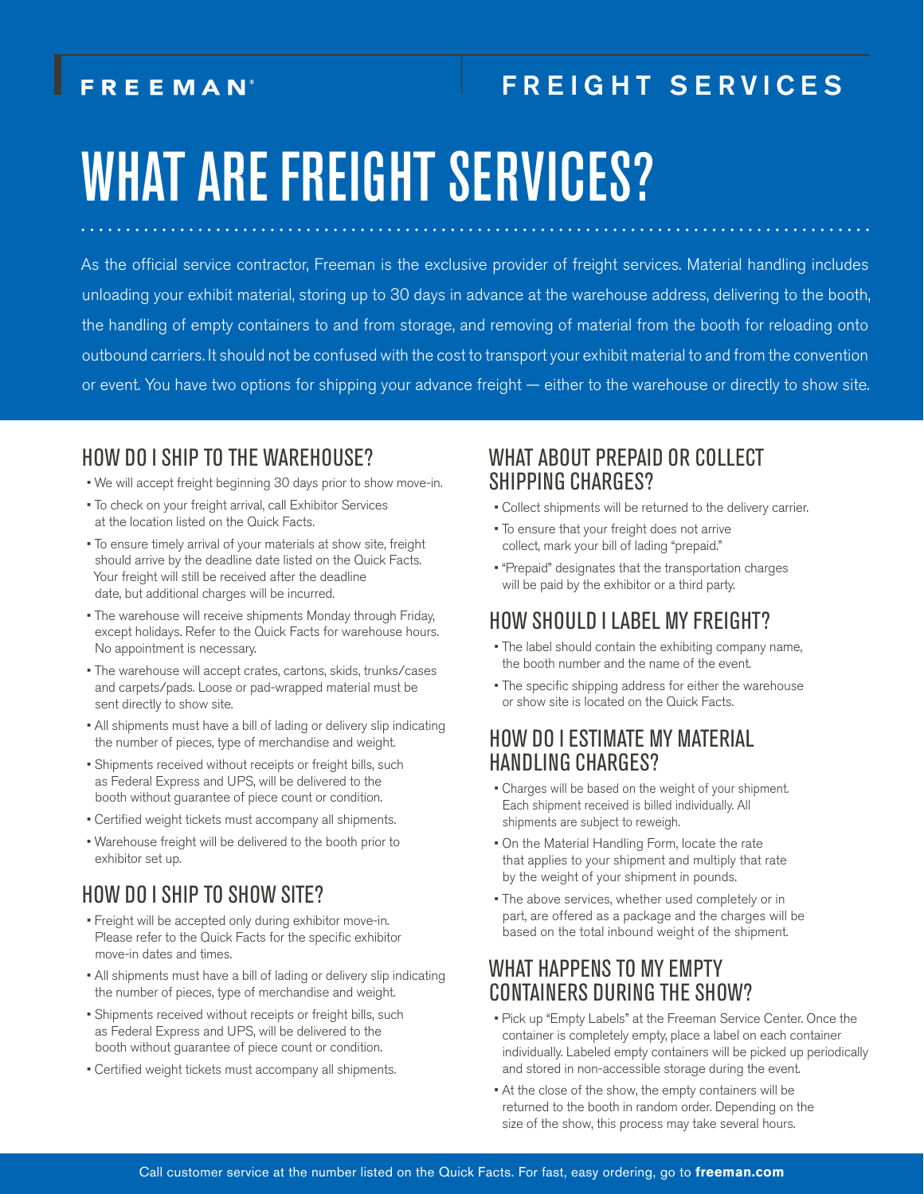FREEMAN®

FREIGHT SERVICES

# WHAT ARE FREIGHT SERVICES?

As the official service contractor, Freeman is the exclusive provider of freight services. Material handling includes unloading your exhibit material, storing up to 30 days in advance at the warehouse address, delivering to the booth, the handling of empty containers to and from storage, and removing of material from the booth for reloading onto outbound carriers. It should not be confused with the cost to transport your exhibit material to and from the convention or event. You have two options for shipping your advance freight — either to the warehouse or directly to show site.

## HOW DO I SHIP TO THE WAREHOUSE?

- We will accept freight beginning 30 days prior to show move-in.
- To check on your freight arrival, call Exhibitor Services at the location listed on the Quick Facts.
- To ensure timely arrival of your materials at show site, freight should arrive by the deadline date listed on the Quick Facts. Your freight will still be received after the deadline date, but additional charges will be incurred.
- The warehouse will receive shipments Monday through Friday, except holidays. Refer to the Quick Facts for warehouse hours. No appointment is necessary.
- The warehouse will accept crates, cartons, skids, trunks/cases and carpets/pads. Loose or pad-wrapped material must be sent directly to show site.
- All shipments must have a bill of lading or delivery slip indicating the number of pieces, type of merchandise and weight.
- Shipments received without receipts or freight bills, such as Federal Express and UPS, will be delivered to the booth without guarantee of piece count or condition.
- Certified weight tickets must accompany all shipments.
- Warehouse freight will be delivered to the booth prior to exhibitor set up.

## HOW DO I SHIP TO SHOW SITE?

- Freight will be accepted only during exhibitor move-in. Please refer to the Quick Facts for the specific exhibitor move-in dates and times.
- All shipments must have a bill of lading or delivery slip indicating the number of pieces, type of merchandise and weight.
- Shipments received without receipts or freight bills, such as Federal Express and UPS, will be delivered to the booth without guarantee of piece count or condition.
- Certified weight tickets must accompany all shipments.

## WHAT ABOUT PREPAID OR COLLECT SHIPPING CHARGES?

- Collect shipments will be returned to the delivery carrier.
- To ensure that your freight does not arrive collect, mark your bill of lading "prepaid."
- "Prepaid" designates that the transportation charges will be paid by the exhibitor or a third party.

## HOW SHOULD I LABEL MY FREIGHT?

- The label should contain the exhibiting company name, the booth number and the name of the event.
- The specific shipping address for either the warehouse or show site is located on the Quick Facts.

## HOW DO I ESTIMATE MY MATERIAL HANDLING CHARGES?

- Charges will be based on the weight of your shipment. Each shipment received is billed individually. All shipments are subject to reweigh.
- On the Material Handling Form, locate the rate that applies to your shipment and multiply that rate by the weight of your shipment in pounds.
- The above services, whether used completely or in part, are offered as a package and the charges will be based on the total inbound weight of the shipment.

## WHAT HAPPENS TO MY EMPTY CONTAINERS DURING THE SHOW?

- Pick up "Empty Labels" at the Freeman Service Center. Once the container is completely empty, place a label on each container individually. Labeled empty containers will be picked up periodically and stored in non-accessible storage during the event.
- At the close of the show, the empty containers will be returned to the booth in random order. Depending on the size of the show, this process may take several hours.

Call customer service at the number listed on the Quick Facts. For fast, easy ordering, go to **freeman.com**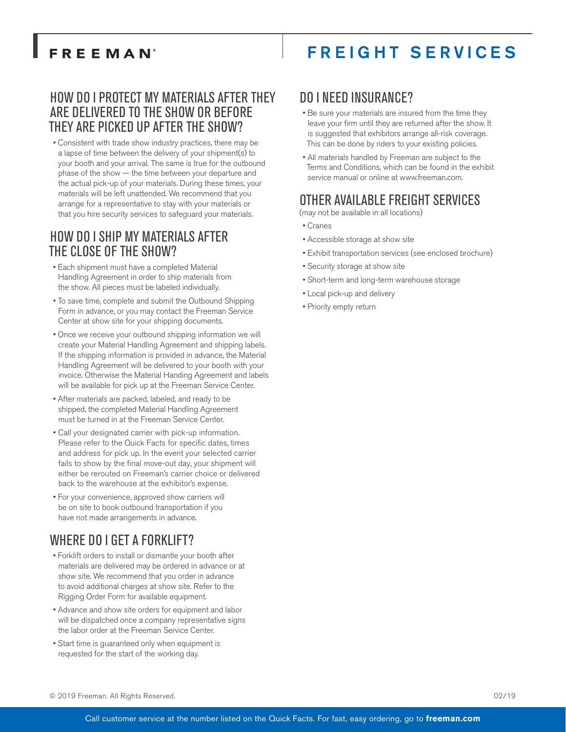# FREIGHT SERVICES

## HOW DO I PROTECT MY MATERIALS AFTER THEY ARE DELIVERED TO THE SHOW OR BEFORE THEY ARE PICKED UP AFTER THE SHOW?

- Consistent with trade show industry practices, there may be a lapse of time between the delivery of your shipment(s) to your booth and your arrival. The same is true for the outbound phase of the show — the time between your departure and the actual pick-up of your materials. During these times, your materials will be left unattended. We recommend that you arrange for a representative to stay with your materials or that you hire security services to safeguard your materials.

## HOW DO I SHIP MY MATERIALS AFTER THE CLOSE OF THE SHOW?

- Each shipment must have a completed Material Handling Agreement in order to ship materials from the show. All pieces must be labeled individually.
- To save time, complete and submit the Outbound Shipping Form in advance, or you may contact the Freeman Service Center at show site for your shipping documents.
- Once we receive your outbound shipping information we will create your Material Handling Agreement and shipping labels. If the shipping information is provided in advance, the Material Handling Agreement will be delivered to your booth with your invoice. Otherwise the Material Handing Agreement and labels will be available for pick up at the Freeman Service Center.
- After materials are packed, labeled, and ready to be shipped, the completed Material Handling Agreement must be turned in at the Freeman Service Center.
- Call your designated carrier with pick-up information. Please refer to the Quick Facts for specific dates, times and address for pick up. In the event your selected carrier fails to show by the final move-out day, your shipment will either be rerouted on Freeman's carrier choice or delivered back to the warehouse at the exhibitor's expense.
- For your convenience, approved show carriers will be on site to book outbound transportation if you have not made arrangements in advance.

## WHERE DO I GET A FORKLIFT?

- Forklift orders to install or dismantle your booth after materials are delivered may be ordered in advance or at show site. We recommend that you order in advance to avoid additional charges at show site. Refer to the Rigging Order Form for available equipment.
- Advance and show site orders for equipment and labor will be dispatched once a company representative signs the labor order at the Freeman Service Center.
- Start time is guaranteed only when equipment is requested for the start of the working day.

## DO I NEED INSURANCE?

- Be sure your materials are insured from the time they leave your firm until they are returned after the show. It is suggested that exhibitors arrange all-risk coverage. This can be done by riders to your existing policies.
- All materials handled by Freeman are subject to the Terms and Conditions, which can be found in the exhibit service manual or online at www.freeman.com.

## OTHER AVAILABLE FREIGHT SERVICES

(may not be available in all locations)

- Cranes
- Accessible storage at show site
- Exhibit transportation services (see enclosed brochure)
- Security storage at show site
- Short-term and long-term warehouse storage
- Local pick-up and delivery
- Priority empty return

© 2019 Freeman. All Rights Reserved. 02/19

Call customer service at the number listed on the Quick Facts. For fast, easy ordering, go to **freeman.com**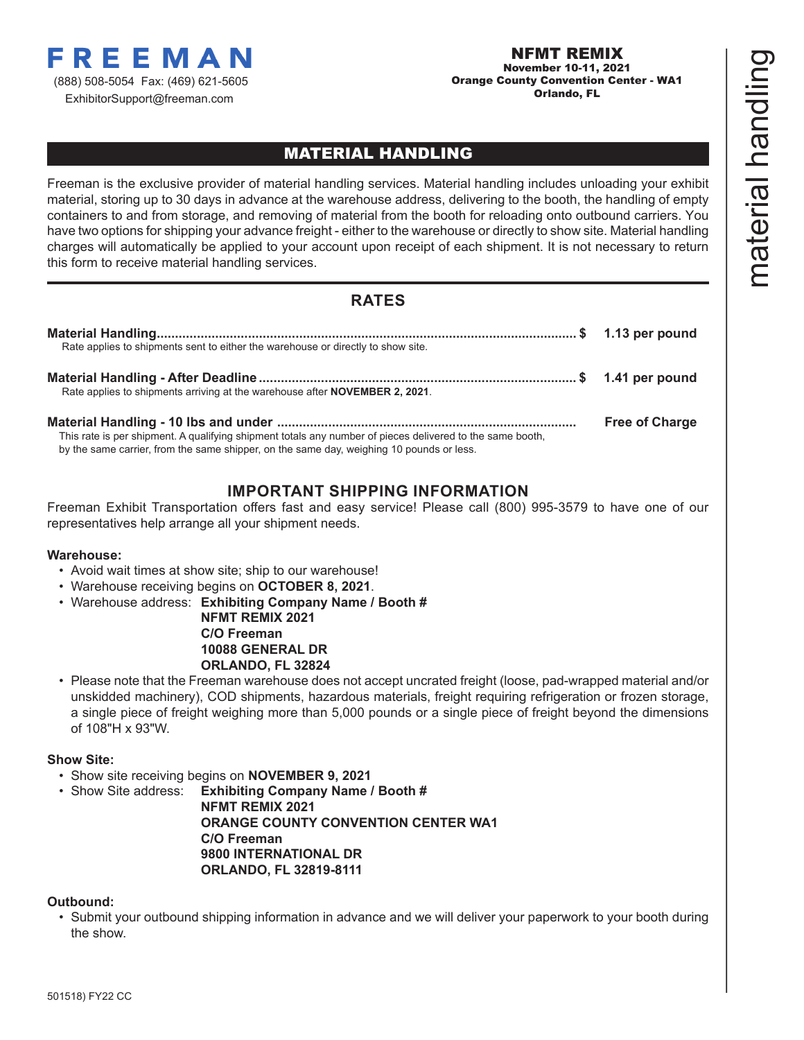**FREEMAN**

(888) 508-5054 Fax: (469) 621-5605
ExhibitorSupport@freeman.com

**NFMT REMIX**
**November 10-11, 2021**
**Orange County Convention Center - WA1**
**Orlando, FL**

# MATERIAL HANDLING

Freeman is the exclusive provider of material handling services. Material handling includes unloading your exhibit material, storing up to 30 days in advance at the warehouse address, delivering to the booth, the handling of empty containers to and from storage, and removing of material from the booth for reloading onto outbound carriers. You have two options for shipping your advance freight - either to the warehouse or directly to show site. Material handling charges will automatically be applied to your account upon receipt of each shipment. It is not necessary to return this form to receive material handling services.

## RATES

**Material Handling** ........ $ **1.13 per pound**
Rate applies to shipments sent to either the warehouse or directly to show site.

**Material Handling - After Deadline** ........ $ **1.41 per pound**
Rate applies to shipments arriving at the warehouse after **NOVEMBER 2, 2021**.

**Material Handling - 10 lbs and under** ........ **Free of Charge**
This rate is per shipment. A qualifying shipment totals any number of pieces delivered to the same booth, by the same carrier, from the same shipper, on the same day, weighing 10 pounds or less.

## IMPORTANT SHIPPING INFORMATION

Freeman Exhibit Transportation offers fast and easy service! Please call (800) 995-3579 to have one of our representatives help arrange all your shipment needs.

**Warehouse:**

- Avoid wait times at show site; ship to our warehouse!
- Warehouse receiving begins on **OCTOBER 8, 2021**.
- Warehouse address: **Exhibiting Company Name / Booth #**
  **NFMT REMIX 2021**
  **C/O Freeman**
  **10088 GENERAL DR**
  **ORLANDO, FL 32824**
- Please note that the Freeman warehouse does not accept uncrated freight (loose, pad-wrapped material and/or unskidded machinery), COD shipments, hazardous materials, freight requiring refrigeration or frozen storage, a single piece of freight weighing more than 5,000 pounds or a single piece of freight beyond the dimensions of 108"H x 93"W.

**Show Site:**

- Show site receiving begins on **NOVEMBER 9, 2021**
- Show Site address: **Exhibiting Company Name / Booth #**
  **NFMT REMIX 2021**
  **ORANGE COUNTY CONVENTION CENTER WA1**
  **C/O Freeman**
  **9800 INTERNATIONAL DR**
  **ORLANDO, FL 32819-8111**

**Outbound:**

- Submit your outbound shipping information in advance and we will deliver your paperwork to your booth during the show.

501518) FY22 CC